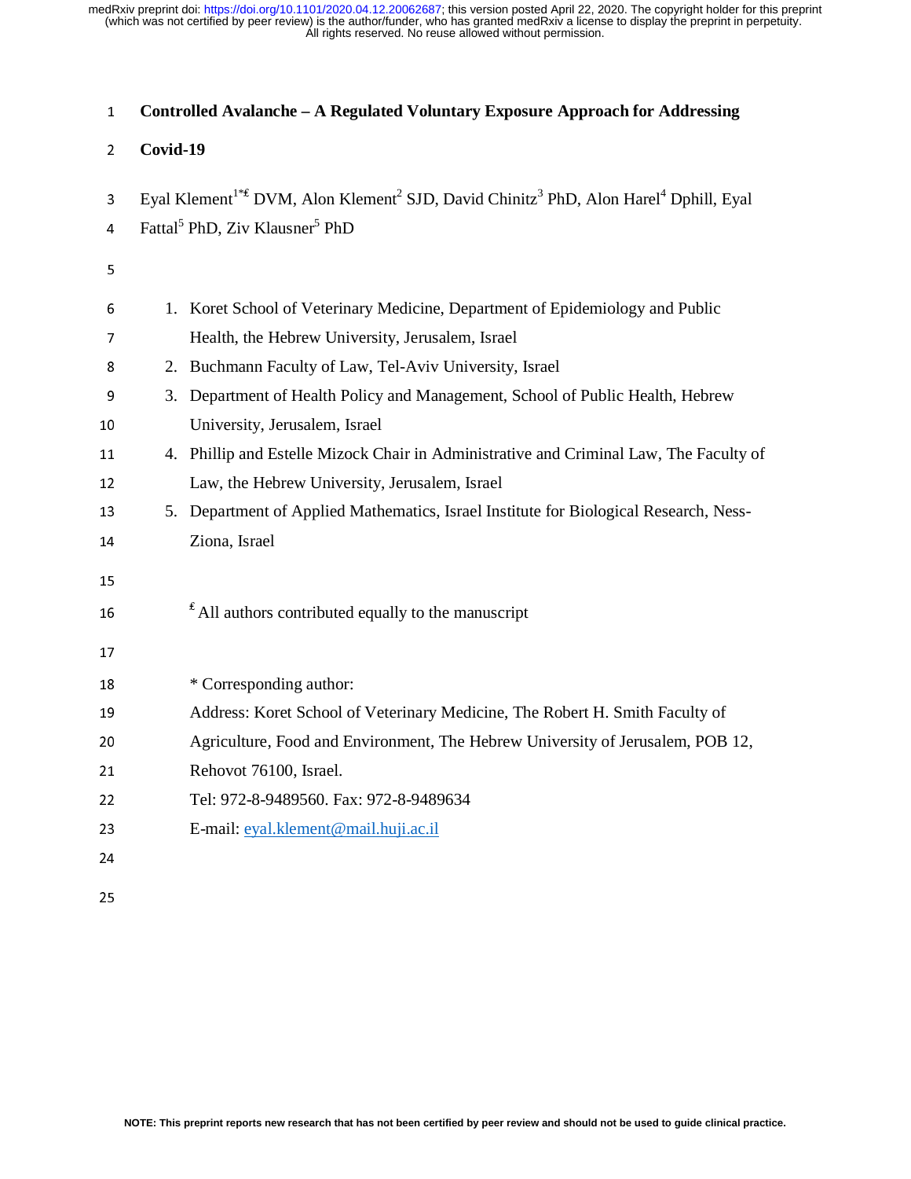# Controlled Avalanche – A Regulated Voluntary Exposure Approach for Addressing Covid-19

Eyal Klement[1*£] DVM, Alon Klement[2] SJD, David Chinitz[3] PhD, Alon Harel[4] Dphill, Eyal Fattal[5] PhD, Ziv Klausner[5] PhD

1. Koret School of Veterinary Medicine, Department of Epidemiology and Public Health, the Hebrew University, Jerusalem, Israel
2. Buchmann Faculty of Law, Tel-Aviv University, Israel
3. Department of Health Policy and Management, School of Public Health, Hebrew University, Jerusalem, Israel
4. Phillip and Estelle Mizock Chair in Administrative and Criminal Law, The Faculty of Law, the Hebrew University, Jerusalem, Israel
5. Department of Applied Mathematics, Israel Institute for Biological Research, Ness-Ziona, Israel

[£] All authors contributed equally to the manuscript

\* Corresponding author:
Address: Koret School of Veterinary Medicine, The Robert H. Smith Faculty of Agriculture, Food and Environment, The Hebrew University of Jerusalem, POB 12, Rehovot 76100, Israel.
Tel: 972-8-9489560. Fax: 972-8-9489634
E-mail: eyal.klement@mail.huji.ac.il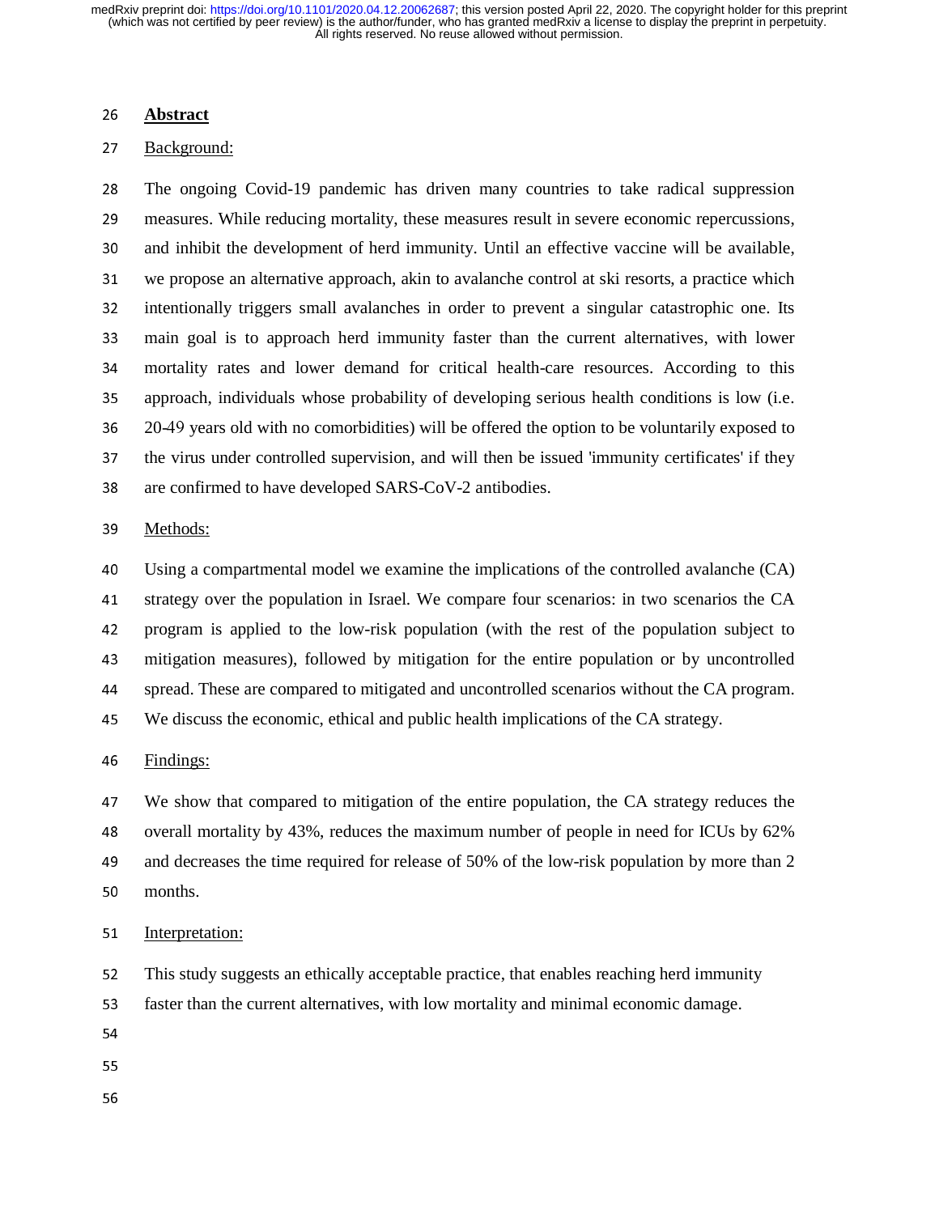## Abstract

Background:

The ongoing Covid-19 pandemic has driven many countries to take radical suppression measures. While reducing mortality, these measures result in severe economic repercussions, and inhibit the development of herd immunity. Until an effective vaccine will be available, we propose an alternative approach, akin to avalanche control at ski resorts, a practice which intentionally triggers small avalanches in order to prevent a singular catastrophic one. Its main goal is to approach herd immunity faster than the current alternatives, with lower mortality rates and lower demand for critical health-care resources. According to this approach, individuals whose probability of developing serious health conditions is low (i.e. 20-49 years old with no comorbidities) will be offered the option to be voluntarily exposed to the virus under controlled supervision, and will then be issued 'immunity certificates' if they are confirmed to have developed SARS-CoV-2 antibodies.

Methods:

Using a compartmental model we examine the implications of the controlled avalanche (CA) strategy over the population in Israel. We compare four scenarios: in two scenarios the CA program is applied to the low-risk population (with the rest of the population subject to mitigation measures), followed by mitigation for the entire population or by uncontrolled spread. These are compared to mitigated and uncontrolled scenarios without the CA program. We discuss the economic, ethical and public health implications of the CA strategy.

Findings:

We show that compared to mitigation of the entire population, the CA strategy reduces the overall mortality by 43%, reduces the maximum number of people in need for ICUs by 62% and decreases the time required for release of 50% of the low-risk population by more than 2 months.

Interpretation:

This study suggests an ethically acceptable practice, that enables reaching herd immunity faster than the current alternatives, with low mortality and minimal economic damage.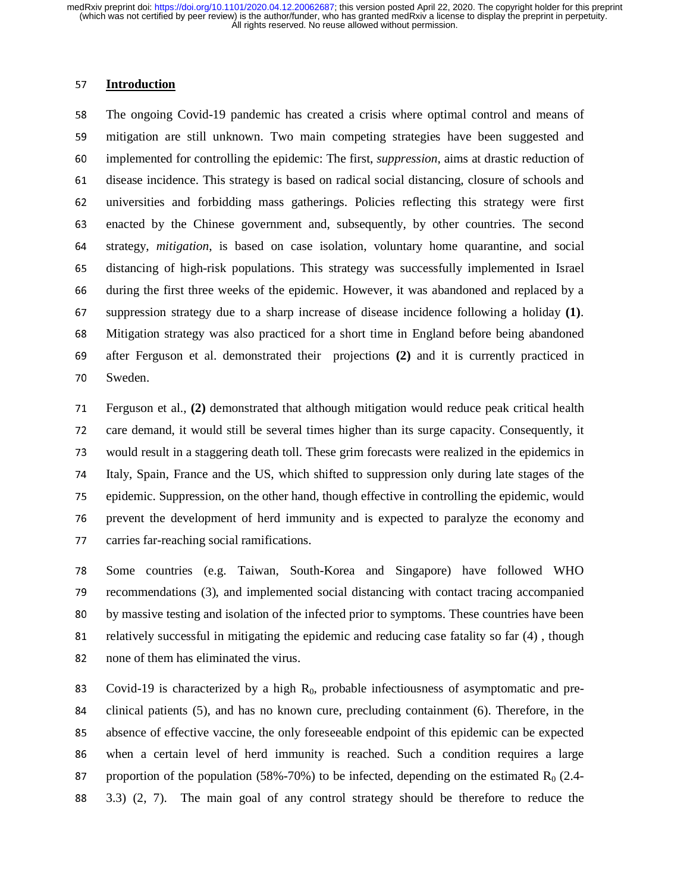## Introduction

The ongoing Covid-19 pandemic has created a crisis where optimal control and means of mitigation are still unknown. Two main competing strategies have been suggested and implemented for controlling the epidemic: The first, *suppression*, aims at drastic reduction of disease incidence. This strategy is based on radical social distancing, closure of schools and universities and forbidding mass gatherings. Policies reflecting this strategy were first enacted by the Chinese government and, subsequently, by other countries. The second strategy, *mitigation*, is based on case isolation, voluntary home quarantine, and social distancing of high-risk populations. This strategy was successfully implemented in Israel during the first three weeks of the epidemic. However, it was abandoned and replaced by a suppression strategy due to a sharp increase of disease incidence following a holiday **(1)**. Mitigation strategy was also practiced for a short time in England before being abandoned after Ferguson et al. demonstrated their projections **(2)** and it is currently practiced in Sweden.

Ferguson et al., **(2)** demonstrated that although mitigation would reduce peak critical health care demand, it would still be several times higher than its surge capacity. Consequently, it would result in a staggering death toll. These grim forecasts were realized in the epidemics in Italy, Spain, France and the US, which shifted to suppression only during late stages of the epidemic. Suppression, on the other hand, though effective in controlling the epidemic, would prevent the development of herd immunity and is expected to paralyze the economy and carries far-reaching social ramifications.

Some countries (e.g. Taiwan, South-Korea and Singapore) have followed WHO recommendations (3), and implemented social distancing with contact tracing accompanied by massive testing and isolation of the infected prior to symptoms. These countries have been relatively successful in mitigating the epidemic and reducing case fatality so far (4) , though none of them has eliminated the virus.

Covid-19 is characterized by a high $R_0$, probable infectiousness of asymptomatic and pre-clinical patients (5), and has no known cure, precluding containment (6). Therefore, in the absence of effective vaccine, the only foreseeable endpoint of this epidemic can be expected when a certain level of herd immunity is reached. Such a condition requires a large proportion of the population (58%-70%) to be infected, depending on the estimated $R_0$ (2.4-3.3) (2, 7). The main goal of any control strategy should be therefore to reduce the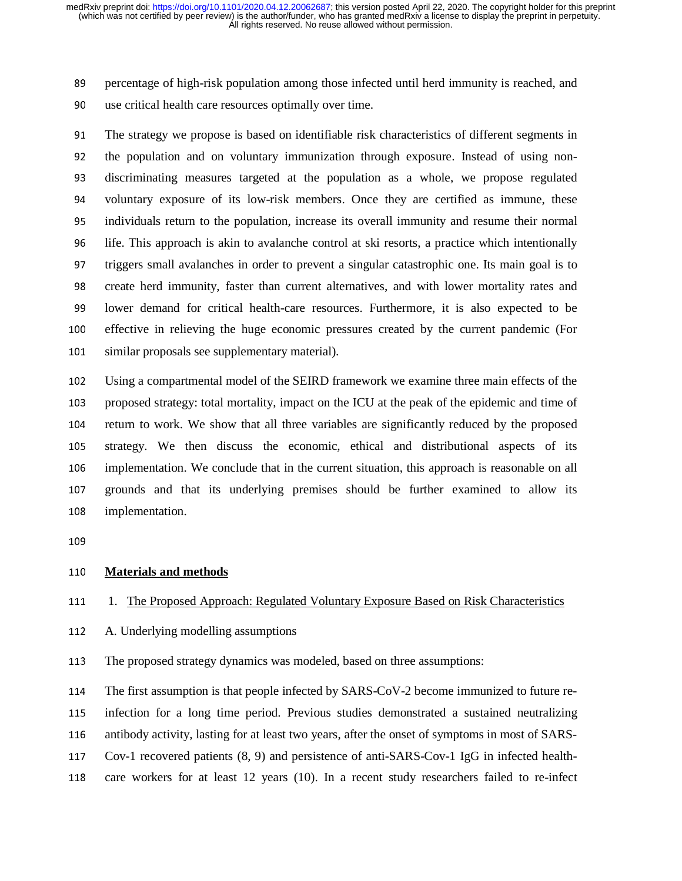percentage of high-risk population among those infected until herd immunity is reached, and use critical health care resources optimally over time.

The strategy we propose is based on identifiable risk characteristics of different segments in the population and on voluntary immunization through exposure. Instead of using non-discriminating measures targeted at the population as a whole, we propose regulated voluntary exposure of its low-risk members. Once they are certified as immune, these individuals return to the population, increase its overall immunity and resume their normal life. This approach is akin to avalanche control at ski resorts, a practice which intentionally triggers small avalanches in order to prevent a singular catastrophic one. Its main goal is to create herd immunity, faster than current alternatives, and with lower mortality rates and lower demand for critical health-care resources. Furthermore, it is also expected to be effective in relieving the huge economic pressures created by the current pandemic (For similar proposals see supplementary material).

Using a compartmental model of the SEIRD framework we examine three main effects of the proposed strategy: total mortality, impact on the ICU at the peak of the epidemic and time of return to work. We show that all three variables are significantly reduced by the proposed strategy. We then discuss the economic, ethical and distributional aspects of its implementation. We conclude that in the current situation, this approach is reasonable on all grounds and that its underlying premises should be further examined to allow its implementation.

## Materials and methods

### 1. The Proposed Approach: Regulated Voluntary Exposure Based on Risk Characteristics

#### A. Underlying modelling assumptions

The proposed strategy dynamics was modeled, based on three assumptions:

The first assumption is that people infected by SARS-CoV-2 become immunized to future re-infection for a long time period. Previous studies demonstrated a sustained neutralizing antibody activity, lasting for at least two years, after the onset of symptoms in most of SARS-Cov-1 recovered patients (8, 9) and persistence of anti-SARS-Cov-1 IgG in infected health-care workers for at least 12 years (10). In a recent study researchers failed to re-infect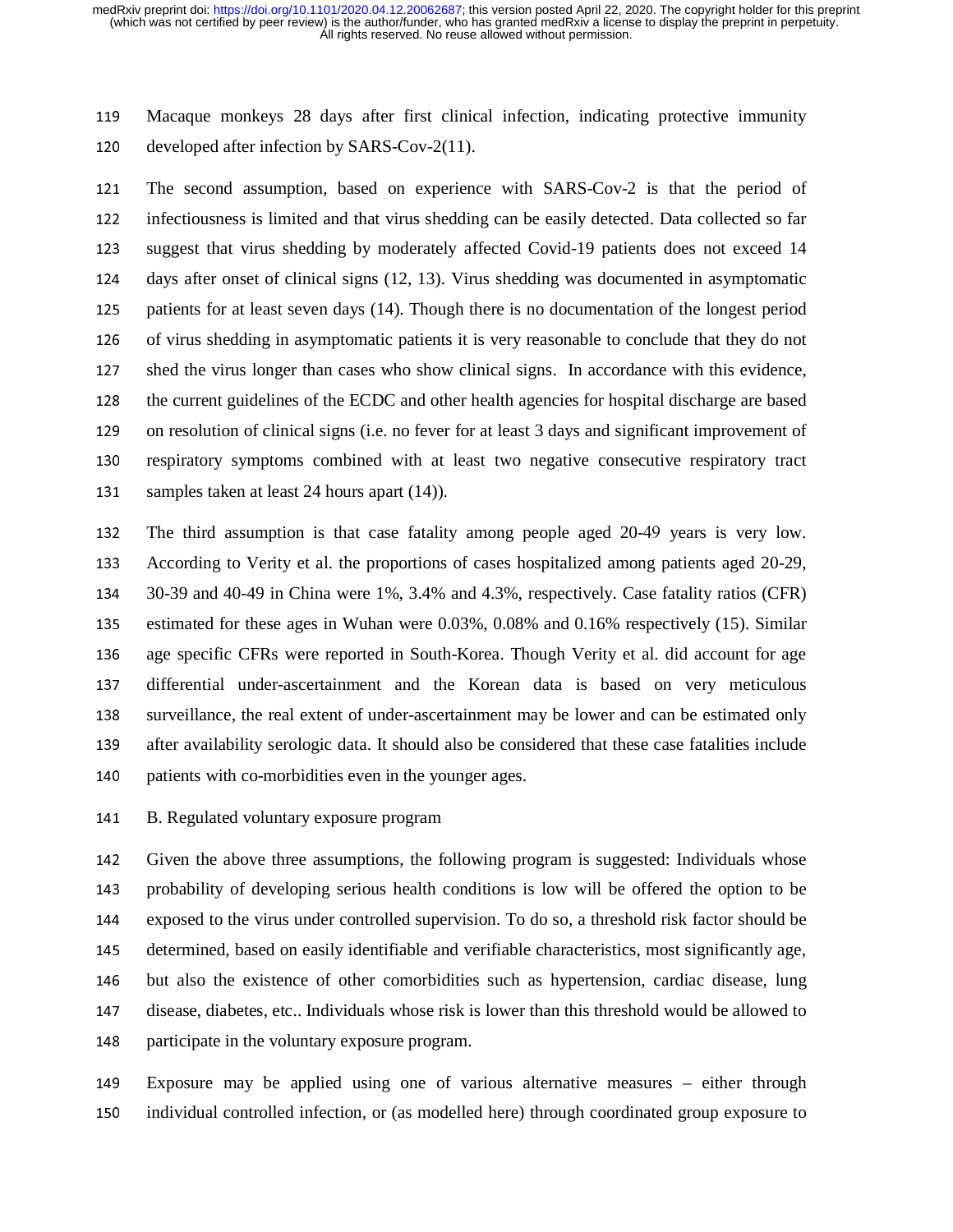Macaque monkeys 28 days after first clinical infection, indicating protective immunity developed after infection by SARS-Cov-2(11).

The second assumption, based on experience with SARS-Cov-2 is that the period of infectiousness is limited and that virus shedding can be easily detected. Data collected so far suggest that virus shedding by moderately affected Covid-19 patients does not exceed 14 days after onset of clinical signs (12, 13). Virus shedding was documented in asymptomatic patients for at least seven days (14). Though there is no documentation of the longest period of virus shedding in asymptomatic patients it is very reasonable to conclude that they do not shed the virus longer than cases who show clinical signs. In accordance with this evidence, the current guidelines of the ECDC and other health agencies for hospital discharge are based on resolution of clinical signs (i.e. no fever for at least 3 days and significant improvement of respiratory symptoms combined with at least two negative consecutive respiratory tract samples taken at least 24 hours apart (14)).

The third assumption is that case fatality among people aged 20-49 years is very low. According to Verity et al. the proportions of cases hospitalized among patients aged 20-29, 30-39 and 40-49 in China were 1%, 3.4% and 4.3%, respectively. Case fatality ratios (CFR) estimated for these ages in Wuhan were 0.03%, 0.08% and 0.16% respectively (15). Similar age specific CFRs were reported in South-Korea. Though Verity et al. did account for age differential under-ascertainment and the Korean data is based on very meticulous surveillance, the real extent of under-ascertainment may be lower and can be estimated only after availability serologic data. It should also be considered that these case fatalities include patients with co-morbidities even in the younger ages.

B. Regulated voluntary exposure program

Given the above three assumptions, the following program is suggested: Individuals whose probability of developing serious health conditions is low will be offered the option to be exposed to the virus under controlled supervision. To do so, a threshold risk factor should be determined, based on easily identifiable and verifiable characteristics, most significantly age, but also the existence of other comorbidities such as hypertension, cardiac disease, lung disease, diabetes, etc.. Individuals whose risk is lower than this threshold would be allowed to participate in the voluntary exposure program.

Exposure may be applied using one of various alternative measures – either through individual controlled infection, or (as modelled here) through coordinated group exposure to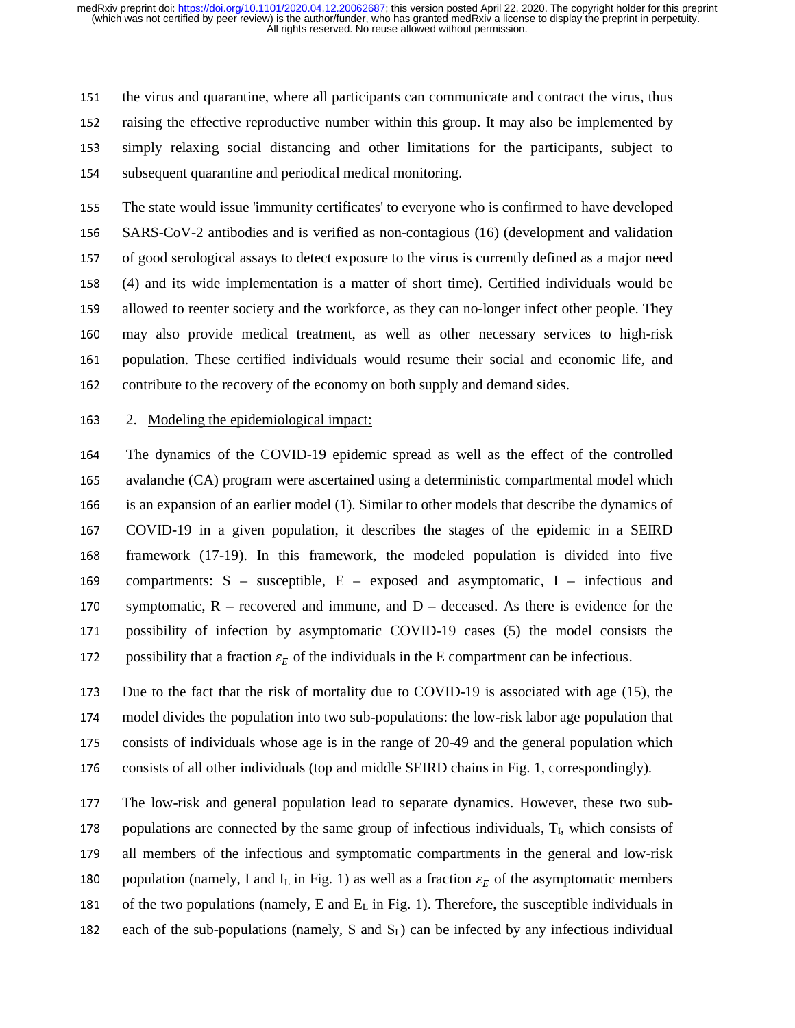the virus and quarantine, where all participants can communicate and contract the virus, thus raising the effective reproductive number within this group. It may also be implemented by simply relaxing social distancing and other limitations for the participants, subject to subsequent quarantine and periodical medical monitoring.

The state would issue 'immunity certificates' to everyone who is confirmed to have developed SARS-CoV-2 antibodies and is verified as non-contagious (16) (development and validation of good serological assays to detect exposure to the virus is currently defined as a major need (4) and its wide implementation is a matter of short time). Certified individuals would be allowed to reenter society and the workforce, as they can no-longer infect other people. They may also provide medical treatment, as well as other necessary services to high-risk population. These certified individuals would resume their social and economic life, and contribute to the recovery of the economy on both supply and demand sides.

## 2. Modeling the epidemiological impact:

The dynamics of the COVID-19 epidemic spread as well as the effect of the controlled avalanche (CA) program were ascertained using a deterministic compartmental model which is an expansion of an earlier model (1). Similar to other models that describe the dynamics of COVID-19 in a given population, it describes the stages of the epidemic in a SEIRD framework (17-19). In this framework, the modeled population is divided into five compartments: S – susceptible, E – exposed and asymptomatic, I – infectious and symptomatic, R – recovered and immune, and D – deceased. As there is evidence for the possibility of infection by asymptomatic COVID-19 cases (5) the model consists the possibility that a fraction $\varepsilon_E$ of the individuals in the E compartment can be infectious.

Due to the fact that the risk of mortality due to COVID-19 is associated with age (15), the model divides the population into two sub-populations: the low-risk labor age population that consists of individuals whose age is in the range of 20-49 and the general population which consists of all other individuals (top and middle SEIRD chains in Fig. 1, correspondingly).

The low-risk and general population lead to separate dynamics. However, these two sub-populations are connected by the same group of infectious individuals, $T_I$, which consists of all members of the infectious and symptomatic compartments in the general and low-risk population (namely, I and $I_L$ in Fig. 1) as well as a fraction $\varepsilon_E$ of the asymptomatic members of the two populations (namely, E and $E_L$ in Fig. 1). Therefore, the susceptible individuals in each of the sub-populations (namely, S and $S_L$) can be infected by any infectious individual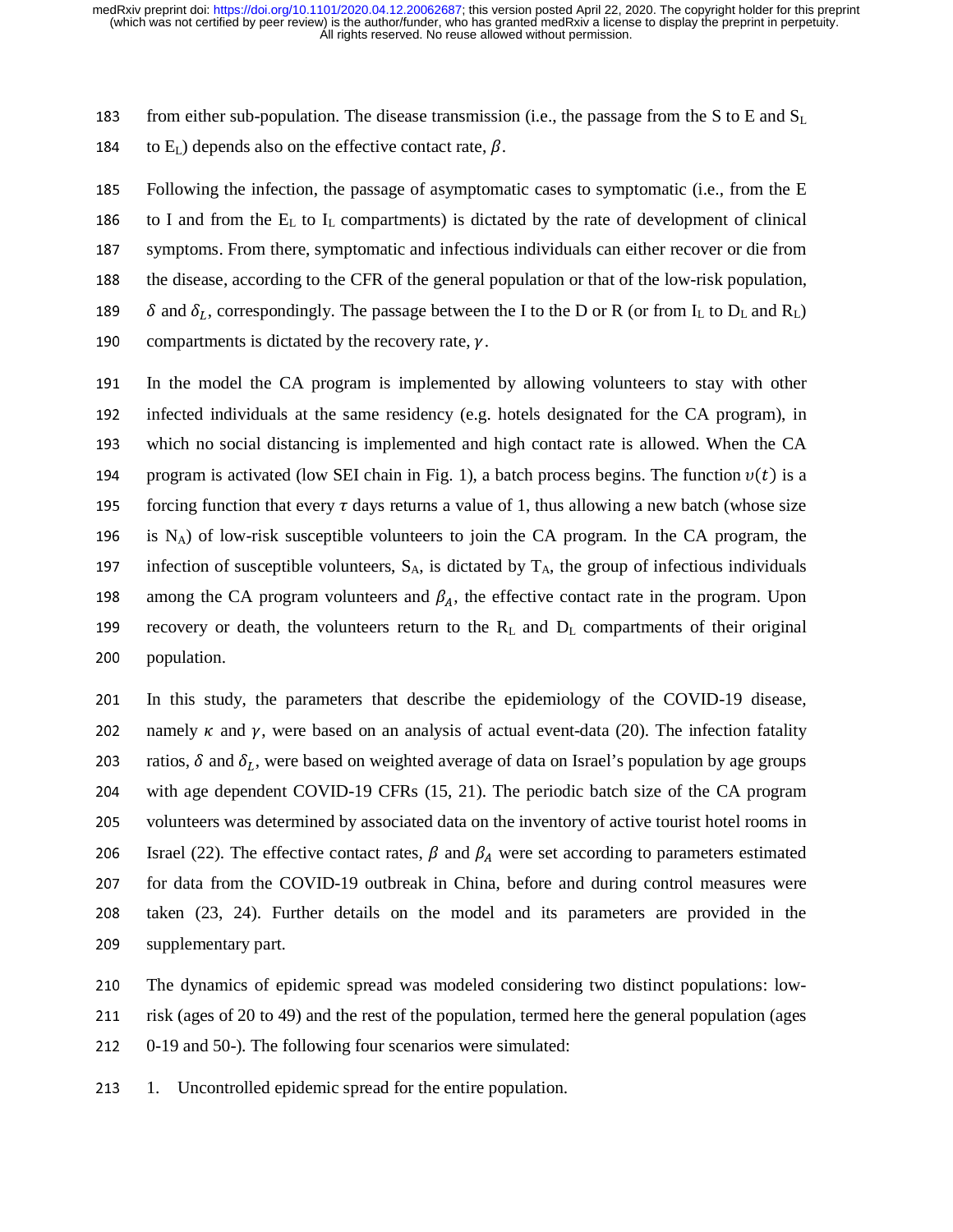from either sub-population. The disease transmission (i.e., the passage from the S to E and $S_L$ to $E_L$) depends also on the effective contact rate, $\beta$.

Following the infection, the passage of asymptomatic cases to symptomatic (i.e., from the E to I and from the $E_L$ to $I_L$ compartments) is dictated by the rate of development of clinical symptoms. From there, symptomatic and infectious individuals can either recover or die from the disease, according to the CFR of the general population or that of the low-risk population, $\delta$ and $\delta_L$, correspondingly. The passage between the I to the D or R (or from $I_L$ to $D_L$ and $R_L$) compartments is dictated by the recovery rate, $\gamma$.

In the model the CA program is implemented by allowing volunteers to stay with other infected individuals at the same residency (e.g. hotels designated for the CA program), in which no social distancing is implemented and high contact rate is allowed. When the CA program is activated (low SEI chain in Fig. 1), a batch process begins. The function $\upsilon(t)$ is a forcing function that every $\tau$ days returns a value of 1, thus allowing a new batch (whose size is $N_A$) of low-risk susceptible volunteers to join the CA program. In the CA program, the infection of susceptible volunteers, $S_A$, is dictated by $T_A$, the group of infectious individuals among the CA program volunteers and $\beta_A$, the effective contact rate in the program. Upon recovery or death, the volunteers return to the $R_L$ and $D_L$ compartments of their original population.

In this study, the parameters that describe the epidemiology of the COVID-19 disease, namely $\kappa$ and $\gamma$, were based on an analysis of actual event-data (20). The infection fatality ratios, $\delta$ and $\delta_L$, were based on weighted average of data on Israel's population by age groups with age dependent COVID-19 CFRs (15, 21). The periodic batch size of the CA program volunteers was determined by associated data on the inventory of active tourist hotel rooms in Israel (22). The effective contact rates, $\beta$ and $\beta_A$ were set according to parameters estimated for data from the COVID-19 outbreak in China, before and during control measures were taken (23, 24). Further details on the model and its parameters are provided in the supplementary part.

The dynamics of epidemic spread was modeled considering two distinct populations: low-risk (ages of 20 to 49) and the rest of the population, termed here the general population (ages 0-19 and 50-). The following four scenarios were simulated:

1. Uncontrolled epidemic spread for the entire population.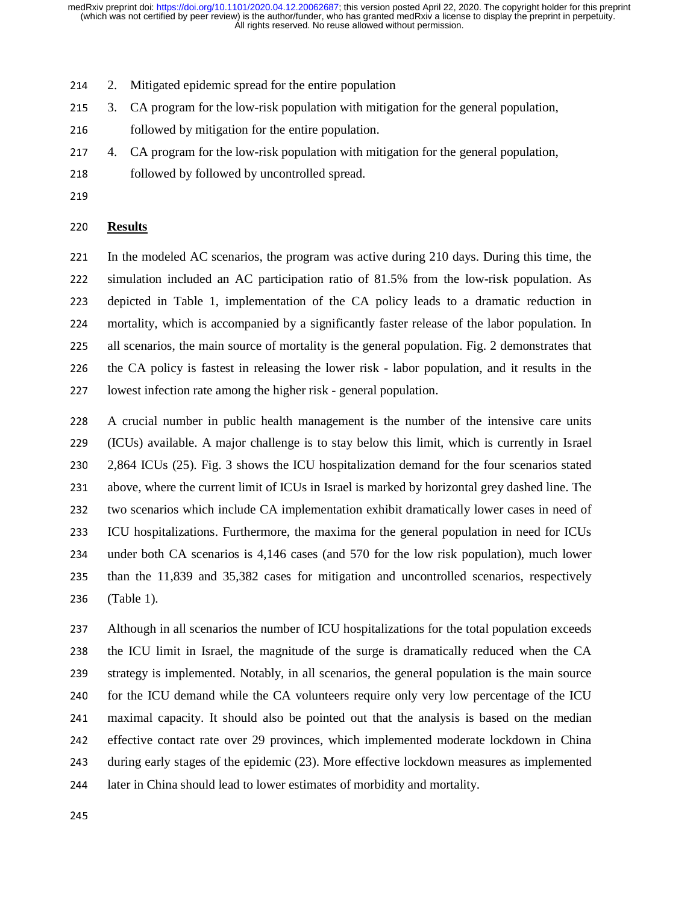2. Mitigated epidemic spread for the entire population
3. CA program for the low-risk population with mitigation for the general population, followed by mitigation for the entire population.
4. CA program for the low-risk population with mitigation for the general population, followed by followed by uncontrolled spread.

## Results

In the modeled AC scenarios, the program was active during 210 days. During this time, the simulation included an AC participation ratio of 81.5% from the low-risk population. As depicted in Table 1, implementation of the CA policy leads to a dramatic reduction in mortality, which is accompanied by a significantly faster release of the labor population. In all scenarios, the main source of mortality is the general population. Fig. 2 demonstrates that the CA policy is fastest in releasing the lower risk - labor population, and it results in the lowest infection rate among the higher risk - general population.

A crucial number in public health management is the number of the intensive care units (ICUs) available. A major challenge is to stay below this limit, which is currently in Israel 2,864 ICUs (25). Fig. 3 shows the ICU hospitalization demand for the four scenarios stated above, where the current limit of ICUs in Israel is marked by horizontal grey dashed line. The two scenarios which include CA implementation exhibit dramatically lower cases in need of ICU hospitalizations. Furthermore, the maxima for the general population in need for ICUs under both CA scenarios is 4,146 cases (and 570 for the low risk population), much lower than the 11,839 and 35,382 cases for mitigation and uncontrolled scenarios, respectively (Table 1).

Although in all scenarios the number of ICU hospitalizations for the total population exceeds the ICU limit in Israel, the magnitude of the surge is dramatically reduced when the CA strategy is implemented. Notably, in all scenarios, the general population is the main source for the ICU demand while the CA volunteers require only very low percentage of the ICU maximal capacity. It should also be pointed out that the analysis is based on the median effective contact rate over 29 provinces, which implemented moderate lockdown in China during early stages of the epidemic (23). More effective lockdown measures as implemented later in China should lead to lower estimates of morbidity and mortality.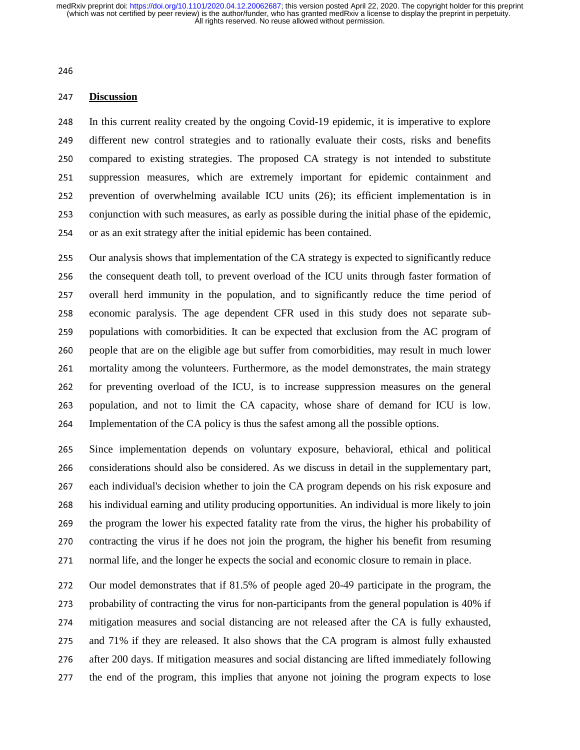## Discussion

In this current reality created by the ongoing Covid-19 epidemic, it is imperative to explore different new control strategies and to rationally evaluate their costs, risks and benefits compared to existing strategies. The proposed CA strategy is not intended to substitute suppression measures, which are extremely important for epidemic containment and prevention of overwhelming available ICU units (26); its efficient implementation is in conjunction with such measures, as early as possible during the initial phase of the epidemic, or as an exit strategy after the initial epidemic has been contained.

Our analysis shows that implementation of the CA strategy is expected to significantly reduce the consequent death toll, to prevent overload of the ICU units through faster formation of overall herd immunity in the population, and to significantly reduce the time period of economic paralysis. The age dependent CFR used in this study does not separate sub-populations with comorbidities. It can be expected that exclusion from the AC program of people that are on the eligible age but suffer from comorbidities, may result in much lower mortality among the volunteers. Furthermore, as the model demonstrates, the main strategy for preventing overload of the ICU, is to increase suppression measures on the general population, and not to limit the CA capacity, whose share of demand for ICU is low. Implementation of the CA policy is thus the safest among all the possible options.

Since implementation depends on voluntary exposure, behavioral, ethical and political considerations should also be considered. As we discuss in detail in the supplementary part, each individual's decision whether to join the CA program depends on his risk exposure and his individual earning and utility producing opportunities. An individual is more likely to join the program the lower his expected fatality rate from the virus, the higher his probability of contracting the virus if he does not join the program, the higher his benefit from resuming normal life, and the longer he expects the social and economic closure to remain in place.

Our model demonstrates that if 81.5% of people aged 20-49 participate in the program, the probability of contracting the virus for non-participants from the general population is 40% if mitigation measures and social distancing are not released after the CA is fully exhausted, and 71% if they are released. It also shows that the CA program is almost fully exhausted after 200 days. If mitigation measures and social distancing are lifted immediately following the end of the program, this implies that anyone not joining the program expects to lose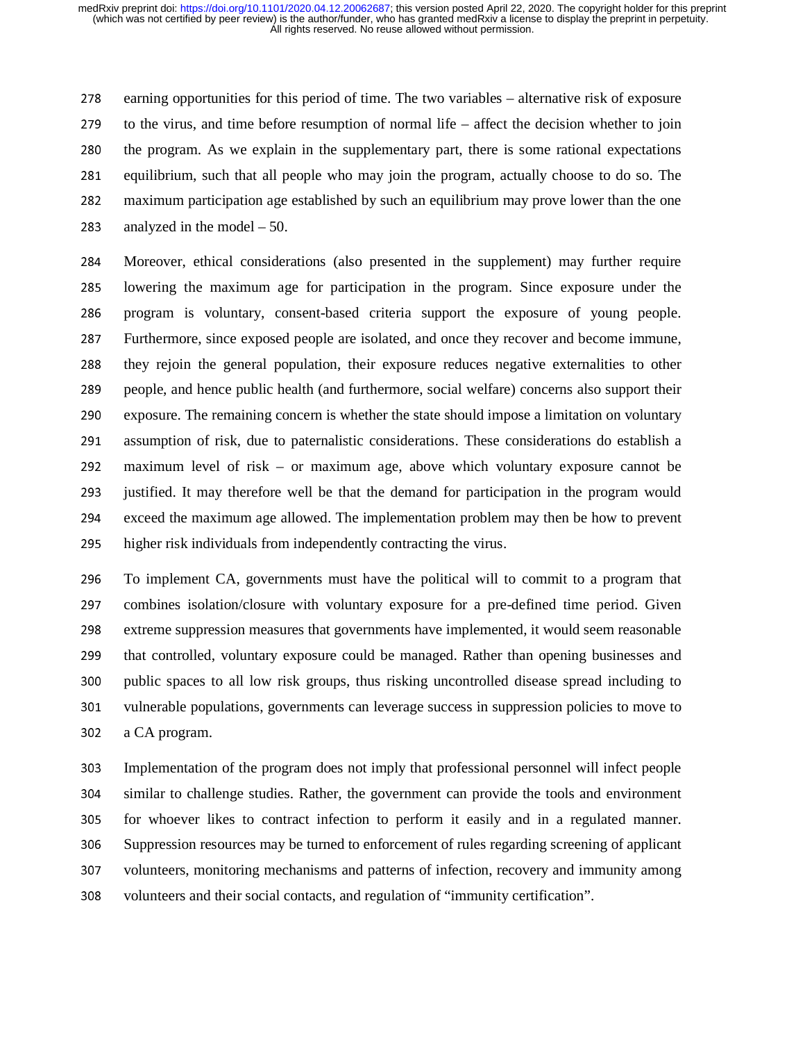earning opportunities for this period of time. The two variables – alternative risk of exposure to the virus, and time before resumption of normal life – affect the decision whether to join the program. As we explain in the supplementary part, there is some rational expectations equilibrium, such that all people who may join the program, actually choose to do so. The maximum participation age established by such an equilibrium may prove lower than the one analyzed in the model – 50.

Moreover, ethical considerations (also presented in the supplement) may further require lowering the maximum age for participation in the program. Since exposure under the program is voluntary, consent-based criteria support the exposure of young people. Furthermore, since exposed people are isolated, and once they recover and become immune, they rejoin the general population, their exposure reduces negative externalities to other people, and hence public health (and furthermore, social welfare) concerns also support their exposure. The remaining concern is whether the state should impose a limitation on voluntary assumption of risk, due to paternalistic considerations. These considerations do establish a maximum level of risk – or maximum age, above which voluntary exposure cannot be justified. It may therefore well be that the demand for participation in the program would exceed the maximum age allowed. The implementation problem may then be how to prevent higher risk individuals from independently contracting the virus.

To implement CA, governments must have the political will to commit to a program that combines isolation/closure with voluntary exposure for a pre-defined time period. Given extreme suppression measures that governments have implemented, it would seem reasonable that controlled, voluntary exposure could be managed. Rather than opening businesses and public spaces to all low risk groups, thus risking uncontrolled disease spread including to vulnerable populations, governments can leverage success in suppression policies to move to a CA program.

Implementation of the program does not imply that professional personnel will infect people similar to challenge studies. Rather, the government can provide the tools and environment for whoever likes to contract infection to perform it easily and in a regulated manner. Suppression resources may be turned to enforcement of rules regarding screening of applicant volunteers, monitoring mechanisms and patterns of infection, recovery and immunity among volunteers and their social contacts, and regulation of "immunity certification".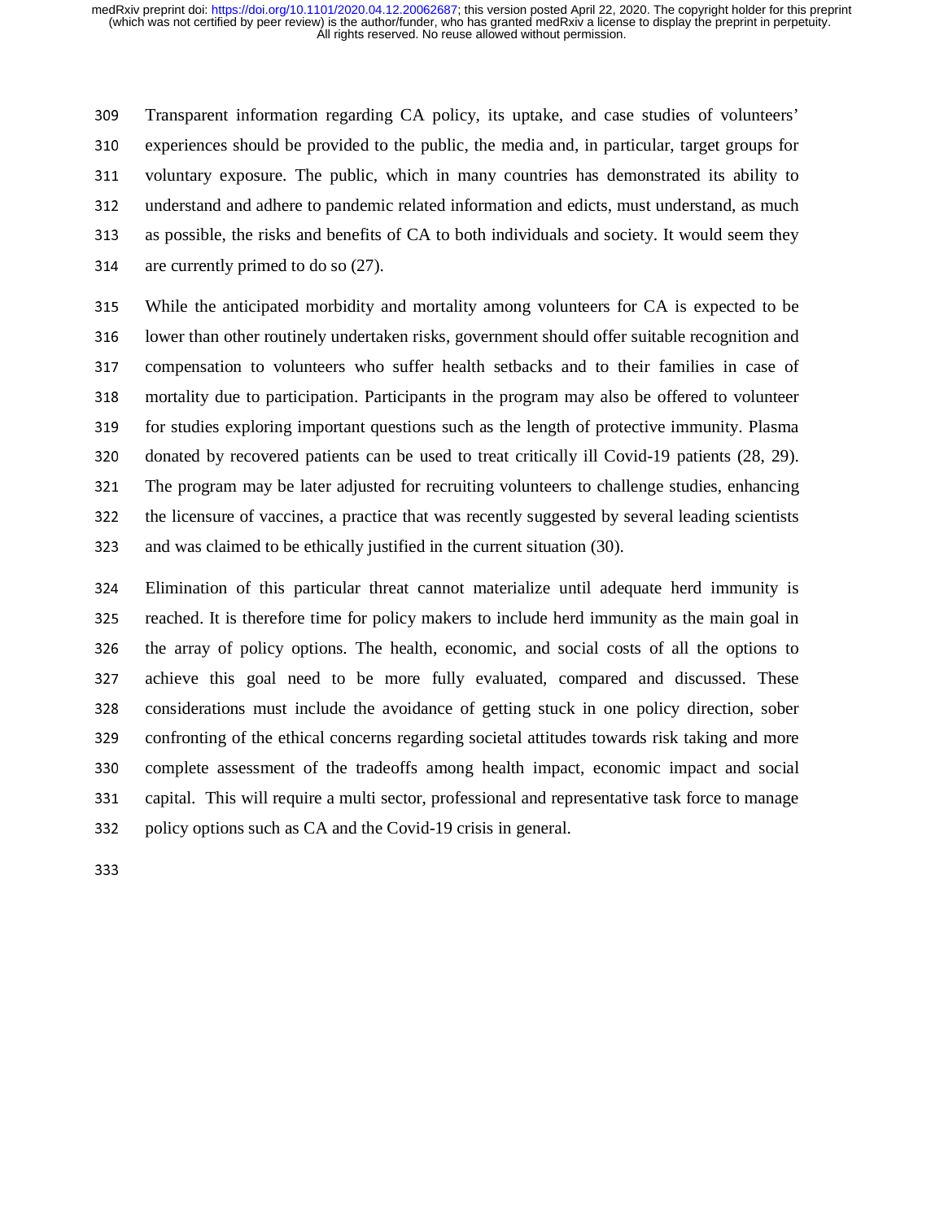Transparent information regarding CA policy, its uptake, and case studies of volunteers' experiences should be provided to the public, the media and, in particular, target groups for voluntary exposure. The public, which in many countries has demonstrated its ability to understand and adhere to pandemic related information and edicts, must understand, as much as possible, the risks and benefits of CA to both individuals and society. It would seem they are currently primed to do so (27).

While the anticipated morbidity and mortality among volunteers for CA is expected to be lower than other routinely undertaken risks, government should offer suitable recognition and compensation to volunteers who suffer health setbacks and to their families in case of mortality due to participation. Participants in the program may also be offered to volunteer for studies exploring important questions such as the length of protective immunity. Plasma donated by recovered patients can be used to treat critically ill Covid-19 patients (28, 29). The program may be later adjusted for recruiting volunteers to challenge studies, enhancing the licensure of vaccines, a practice that was recently suggested by several leading scientists and was claimed to be ethically justified in the current situation (30).

Elimination of this particular threat cannot materialize until adequate herd immunity is reached. It is therefore time for policy makers to include herd immunity as the main goal in the array of policy options. The health, economic, and social costs of all the options to achieve this goal need to be more fully evaluated, compared and discussed. These considerations must include the avoidance of getting stuck in one policy direction, sober confronting of the ethical concerns regarding societal attitudes towards risk taking and more complete assessment of the tradeoffs among health impact, economic impact and social capital. This will require a multi sector, professional and representative task force to manage policy options such as CA and the Covid-19 crisis in general.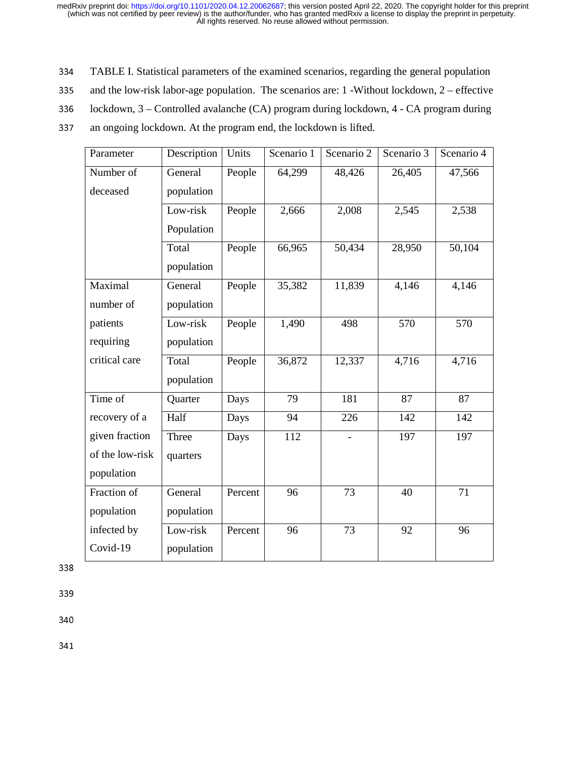TABLE I. Statistical parameters of the examined scenarios, regarding the general population and the low-risk labor-age population. The scenarios are: 1 -Without lockdown, 2 – effective lockdown, 3 – Controlled avalanche (CA) program during lockdown, 4 - CA program during an ongoing lockdown. At the program end, the lockdown is lifted.

| Parameter | Description | Units | Scenario 1 | Scenario 2 | Scenario 3 | Scenario 4 |
|---|---|---|---|---|---|---|
| Number of deceased | General population | People | 64,299 | 48,426 | 26,405 | 47,566 |
| | Low-risk Population | People | 2,666 | 2,008 | 2,545 | 2,538 |
| | Total population | People | 66,965 | 50,434 | 28,950 | 50,104 |
| Maximal number of patients requiring critical care | General population | People | 35,382 | 11,839 | 4,146 | 4,146 |
| | Low-risk population | People | 1,490 | 498 | 570 | 570 |
| | Total population | People | 36,872 | 12,337 | 4,716 | 4,716 |
| Time of recovery of a given fraction of the low-risk population | Quarter | Days | 79 | 181 | 87 | 87 |
| | Half | Days | 94 | 226 | 142 | 142 |
| | Three quarters | Days | 112 | - | 197 | 197 |
| Fraction of population infected by Covid-19 | General population | Percent | 96 | 73 | 40 | 71 |
| | Low-risk population | Percent | 96 | 73 | 92 | 96 |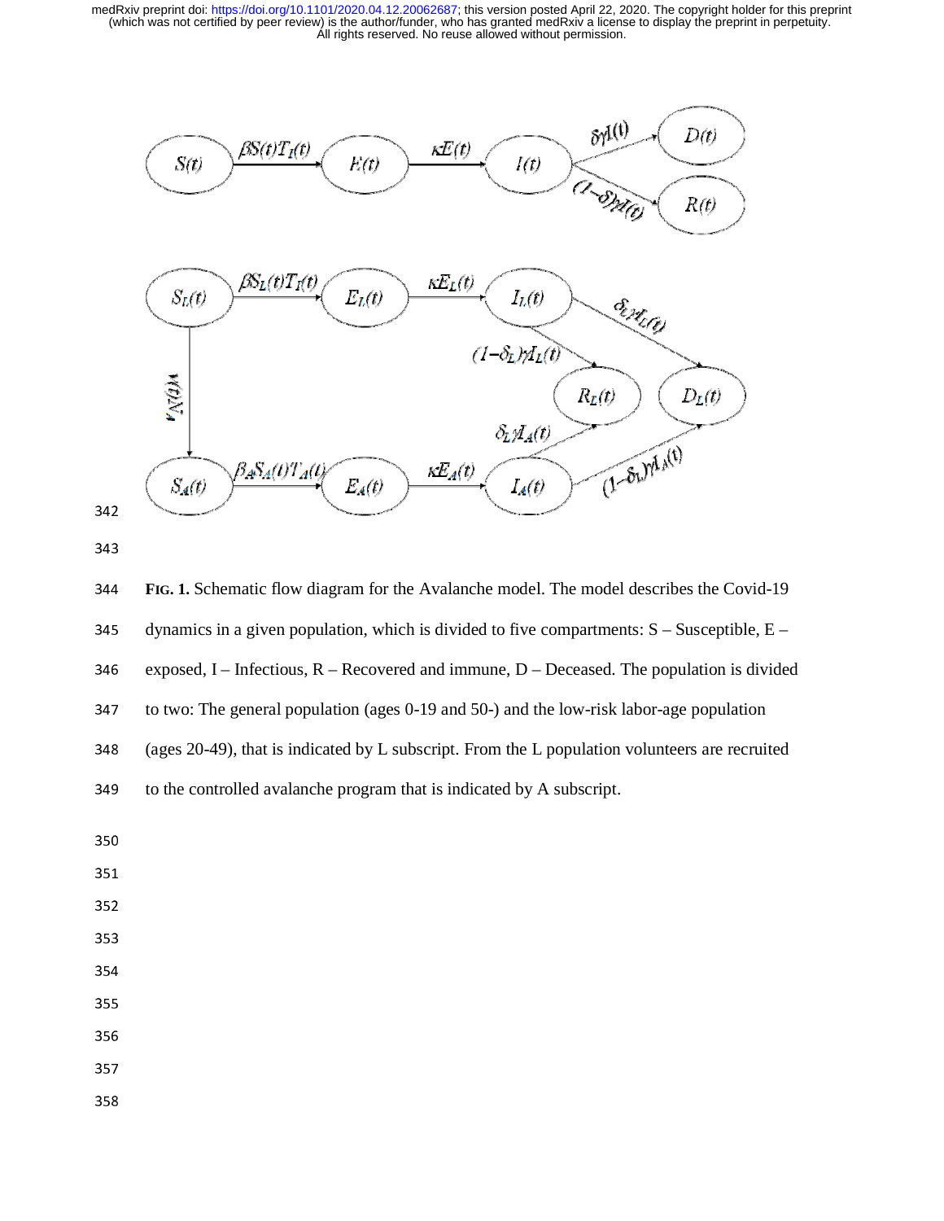**FIG. 1.** Schematic flow diagram for the Avalanche model. The model describes the Covid-19 dynamics in a given population, which is divided to five compartments: S – Susceptible, E – exposed, I – Infectious, R – Recovered and immune, D – Deceased. The population is divided to two: The general population (ages 0-19 and 50-) and the low-risk labor-age population (ages 20-49), that is indicated by L subscript. From the L population volunteers are recruited to the controlled avalanche program that is indicated by A subscript.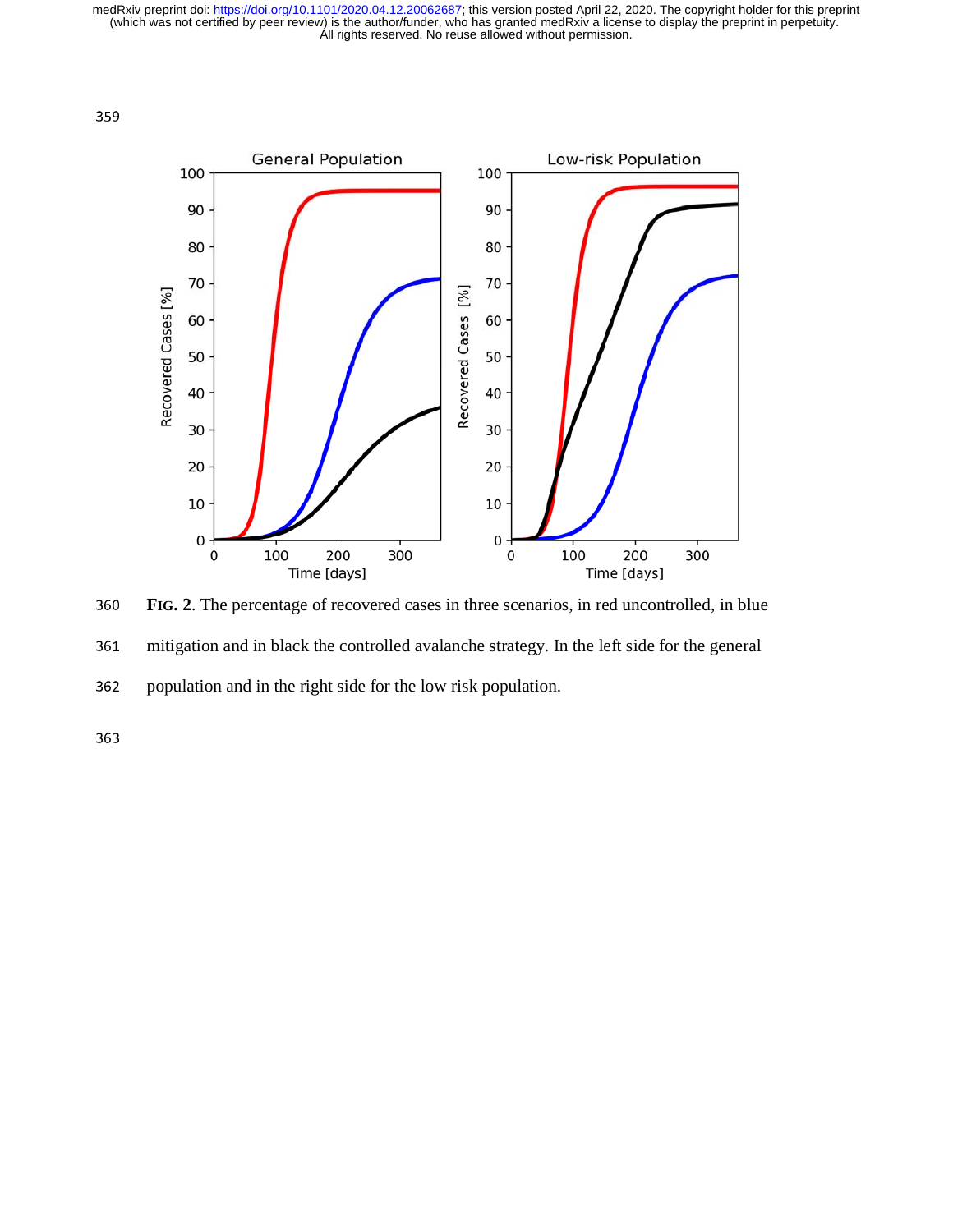**FIG. 2**. The percentage of recovered cases in three scenarios, in red uncontrolled, in blue mitigation and in black the controlled avalanche strategy. In the left side for the general population and in the right side for the low risk population.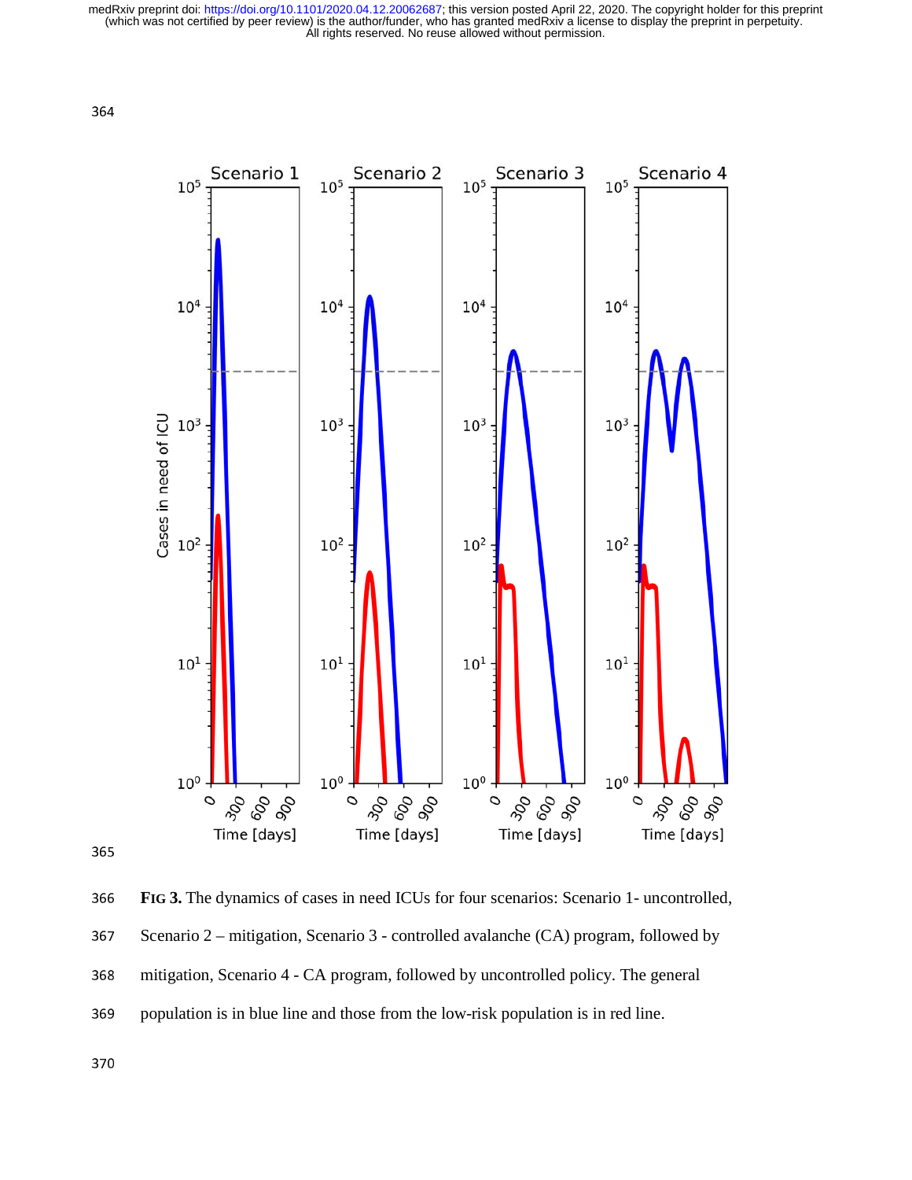**FIG 3.** The dynamics of cases in need ICUs for four scenarios: Scenario 1- uncontrolled, Scenario 2 – mitigation, Scenario 3 - controlled avalanche (CA) program, followed by mitigation, Scenario 4 - CA program, followed by uncontrolled policy. The general population is in blue line and those from the low-risk population is in red line.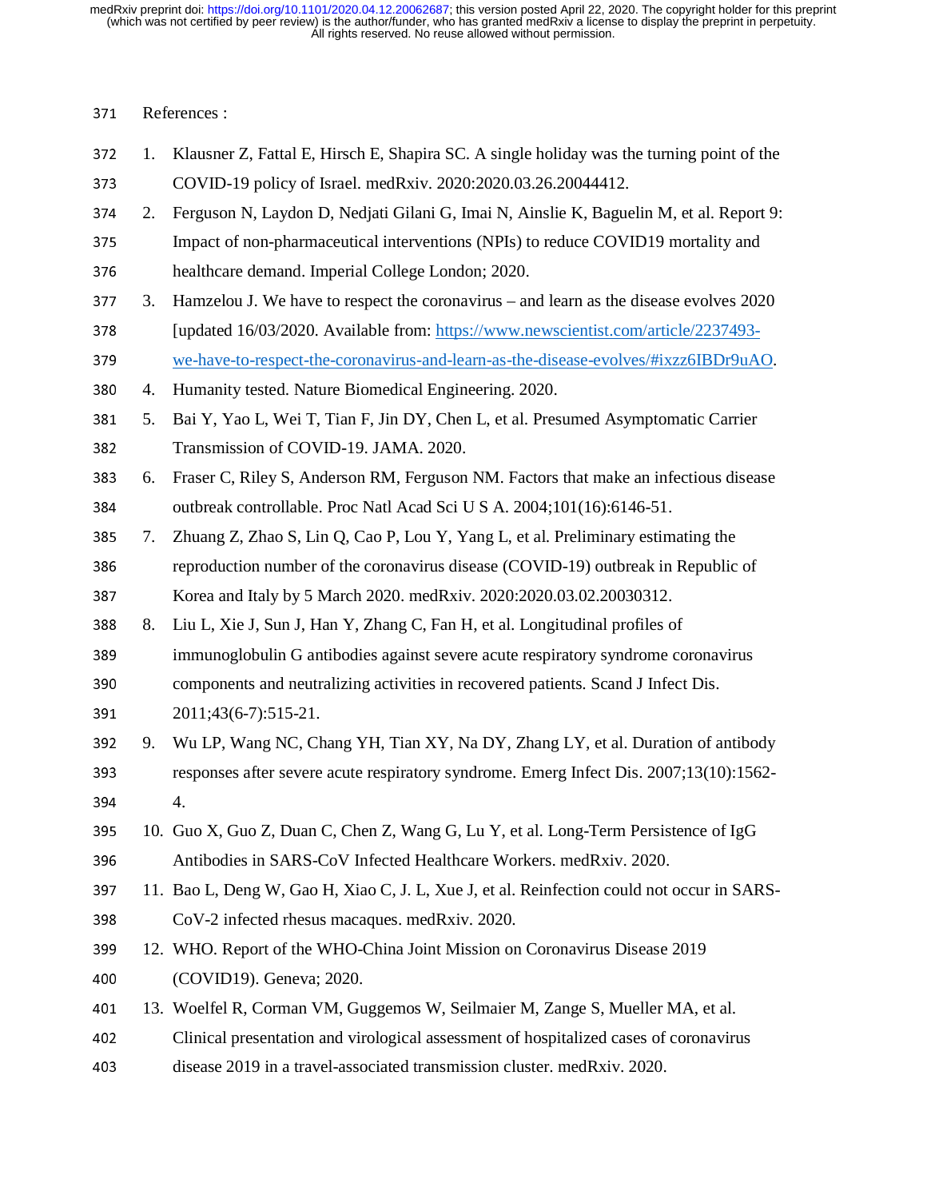References :

1. Klausner Z, Fattal E, Hirsch E, Shapira SC. A single holiday was the turning point of the COVID-19 policy of Israel. medRxiv. 2020:2020.03.26.20044412.
2. Ferguson N, Laydon D, Nedjati Gilani G, Imai N, Ainslie K, Baguelin M, et al. Report 9: Impact of non-pharmaceutical interventions (NPIs) to reduce COVID19 mortality and healthcare demand. Imperial College London; 2020.
3. Hamzelou J. We have to respect the coronavirus – and learn as the disease evolves 2020 [updated 16/03/2020. Available from: https://www.newscientist.com/article/2237493-we-have-to-respect-the-coronavirus-and-learn-as-the-disease-evolves/#ixzz6IBDr9uAO.
4. Humanity tested. Nature Biomedical Engineering. 2020.
5. Bai Y, Yao L, Wei T, Tian F, Jin DY, Chen L, et al. Presumed Asymptomatic Carrier Transmission of COVID-19. JAMA. 2020.
6. Fraser C, Riley S, Anderson RM, Ferguson NM. Factors that make an infectious disease outbreak controllable. Proc Natl Acad Sci U S A. 2004;101(16):6146-51.
7. Zhuang Z, Zhao S, Lin Q, Cao P, Lou Y, Yang L, et al. Preliminary estimating the reproduction number of the coronavirus disease (COVID-19) outbreak in Republic of Korea and Italy by 5 March 2020. medRxiv. 2020:2020.03.02.20030312.
8. Liu L, Xie J, Sun J, Han Y, Zhang C, Fan H, et al. Longitudinal profiles of immunoglobulin G antibodies against severe acute respiratory syndrome coronavirus components and neutralizing activities in recovered patients. Scand J Infect Dis. 2011;43(6-7):515-21.
9. Wu LP, Wang NC, Chang YH, Tian XY, Na DY, Zhang LY, et al. Duration of antibody responses after severe acute respiratory syndrome. Emerg Infect Dis. 2007;13(10):1562-4.
10. Guo X, Guo Z, Duan C, Chen Z, Wang G, Lu Y, et al. Long-Term Persistence of IgG Antibodies in SARS-CoV Infected Healthcare Workers. medRxiv. 2020.
11. Bao L, Deng W, Gao H, Xiao C, J. L, Xue J, et al. Reinfection could not occur in SARS-CoV-2 infected rhesus macaques. medRxiv. 2020.
12. WHO. Report of the WHO-China Joint Mission on Coronavirus Disease 2019 (COVID19). Geneva; 2020.
13. Woelfel R, Corman VM, Guggemos W, Seilmaier M, Zange S, Mueller MA, et al. Clinical presentation and virological assessment of hospitalized cases of coronavirus disease 2019 in a travel-associated transmission cluster. medRxiv. 2020.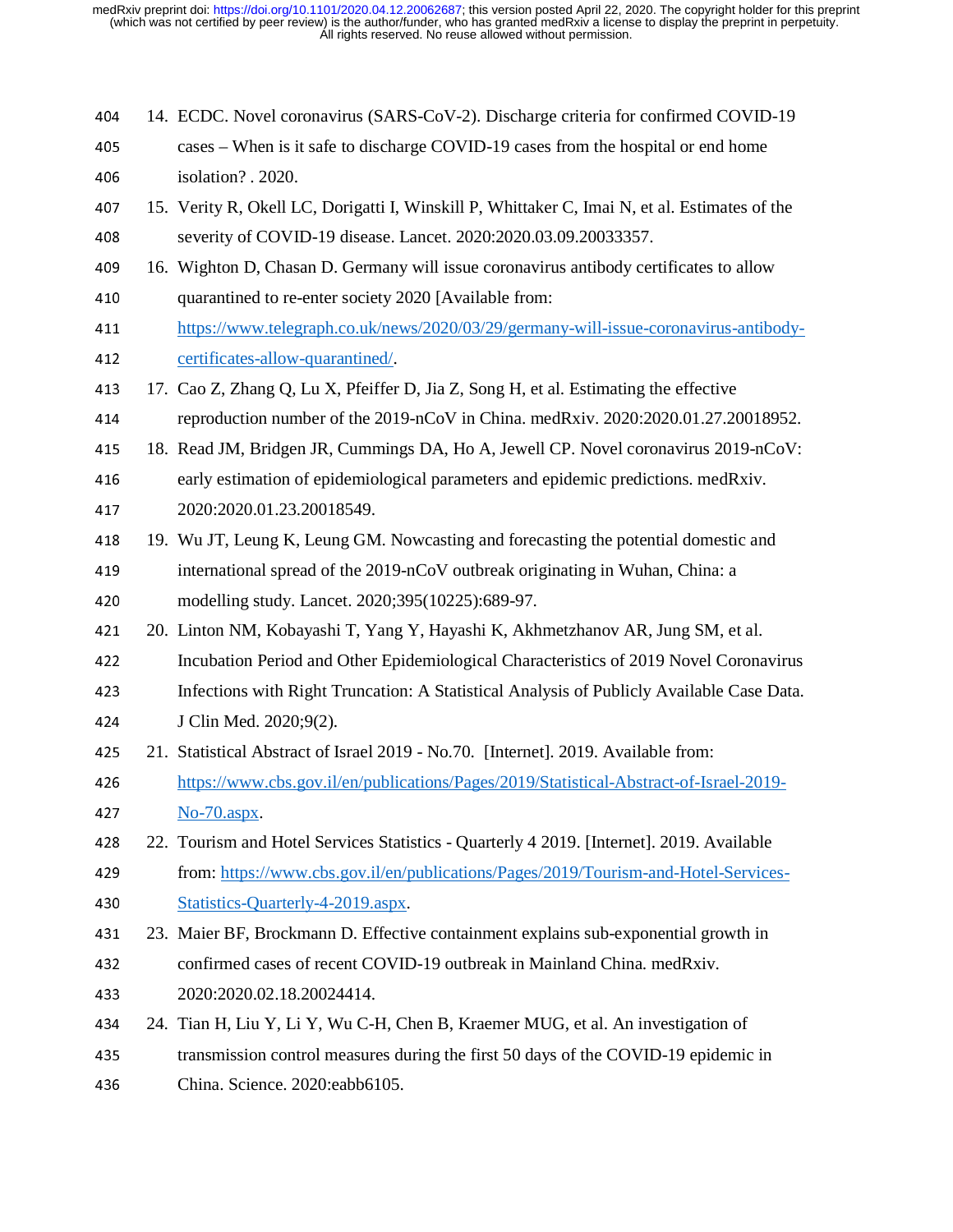14. ECDC. Novel coronavirus (SARS-CoV-2). Discharge criteria for confirmed COVID-19 cases – When is it safe to discharge COVID-19 cases from the hospital or end home isolation? . 2020.
15. Verity R, Okell LC, Dorigatti I, Winskill P, Whittaker C, Imai N, et al. Estimates of the severity of COVID-19 disease. Lancet. 2020:2020.03.09.20033357.
16. Wighton D, Chasan D. Germany will issue coronavirus antibody certificates to allow quarantined to re-enter society 2020 [Available from: https://www.telegraph.co.uk/news/2020/03/29/germany-will-issue-coronavirus-antibody-certificates-allow-quarantined/.
17. Cao Z, Zhang Q, Lu X, Pfeiffer D, Jia Z, Song H, et al. Estimating the effective reproduction number of the 2019-nCoV in China. medRxiv. 2020:2020.01.27.20018952.
18. Read JM, Bridgen JR, Cummings DA, Ho A, Jewell CP. Novel coronavirus 2019-nCoV: early estimation of epidemiological parameters and epidemic predictions. medRxiv. 2020:2020.01.23.20018549.
19. Wu JT, Leung K, Leung GM. Nowcasting and forecasting the potential domestic and international spread of the 2019-nCoV outbreak originating in Wuhan, China: a modelling study. Lancet. 2020;395(10225):689-97.
20. Linton NM, Kobayashi T, Yang Y, Hayashi K, Akhmetzhanov AR, Jung SM, et al. Incubation Period and Other Epidemiological Characteristics of 2019 Novel Coronavirus Infections with Right Truncation: A Statistical Analysis of Publicly Available Case Data. J Clin Med. 2020;9(2).
21. Statistical Abstract of Israel 2019 - No.70. [Internet]. 2019. Available from: https://www.cbs.gov.il/en/publications/Pages/2019/Statistical-Abstract-of-Israel-2019-No-70.aspx.
22. Tourism and Hotel Services Statistics - Quarterly 4 2019. [Internet]. 2019. Available from: https://www.cbs.gov.il/en/publications/Pages/2019/Tourism-and-Hotel-Services-Statistics-Quarterly-4-2019.aspx.
23. Maier BF, Brockmann D. Effective containment explains sub-exponential growth in confirmed cases of recent COVID-19 outbreak in Mainland China. medRxiv. 2020:2020.02.18.20024414.
24. Tian H, Liu Y, Li Y, Wu C-H, Chen B, Kraemer MUG, et al. An investigation of transmission control measures during the first 50 days of the COVID-19 epidemic in China. Science. 2020:eabb6105.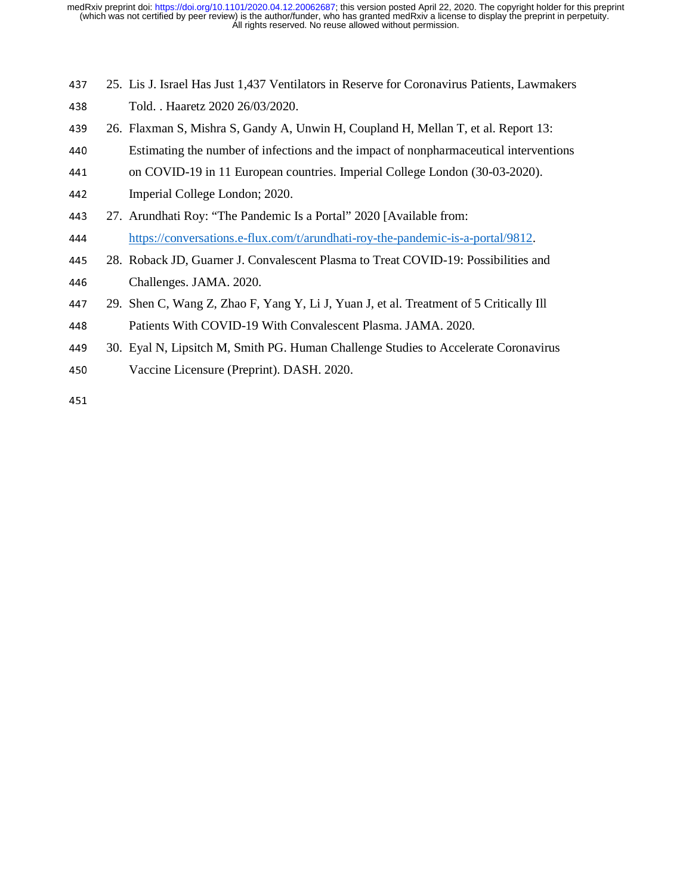25. Lis J. Israel Has Just 1,437 Ventilators in Reserve for Coronavirus Patients, Lawmakers Told. . Haaretz 2020 26/03/2020.
26. Flaxman S, Mishra S, Gandy A, Unwin H, Coupland H, Mellan T, et al. Report 13: Estimating the number of infections and the impact of nonpharmaceutical interventions on COVID-19 in 11 European countries. Imperial College London (30-03-2020). Imperial College London; 2020.
27. Arundhati Roy: "The Pandemic Is a Portal" 2020 [Available from: https://conversations.e-flux.com/t/arundhati-roy-the-pandemic-is-a-portal/9812.
28. Roback JD, Guarner J. Convalescent Plasma to Treat COVID-19: Possibilities and Challenges. JAMA. 2020.
29. Shen C, Wang Z, Zhao F, Yang Y, Li J, Yuan J, et al. Treatment of 5 Critically Ill Patients With COVID-19 With Convalescent Plasma. JAMA. 2020.
30. Eyal N, Lipsitch M, Smith PG. Human Challenge Studies to Accelerate Coronavirus Vaccine Licensure (Preprint). DASH. 2020.